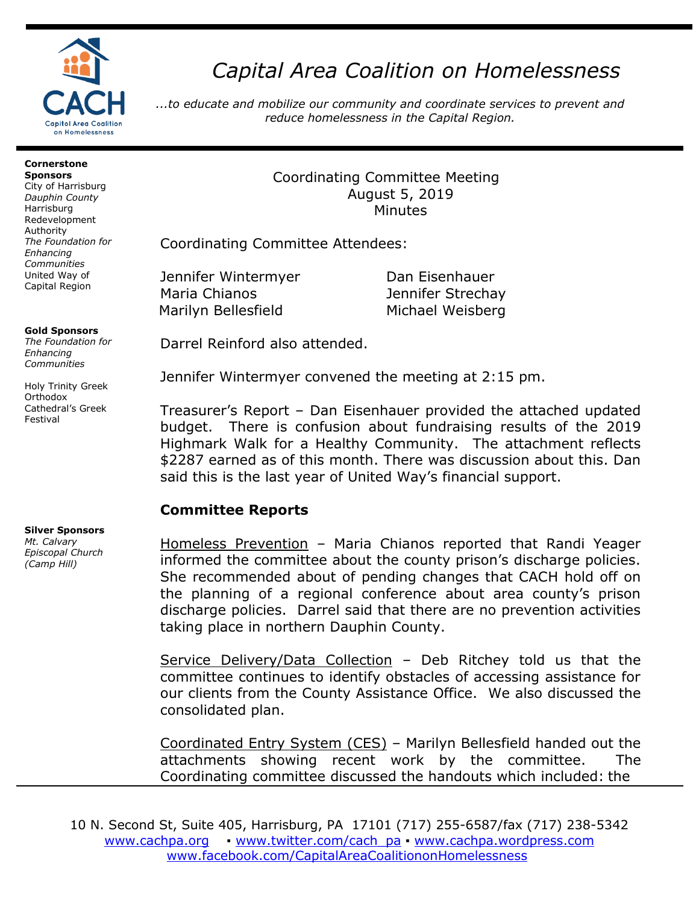# Capital Area Coalition on Homelessness

*...to educate and mobilize our community and coordinate services to prevent and reduce homelessness in the Capital Region.*

**Cornerstone Sponsors**
City of Harrisburg
*Dauphin County*
Harrisburg Redevelopment Authority
*The Foundation for Enhancing Communities*
United Way of Capital Region

**Gold Sponsors**
*The Foundation for Enhancing Communities*

Holy Trinity Greek Orthodox Cathedral's Greek Festival

**Silver Sponsors**
*Mt. Calvary Episcopal Church (Camp Hill)*

Coordinating Committee Meeting
August 5, 2019
Minutes

Coordinating Committee Attendees:

| | |
|---|---|
| Jennifer Wintermyer | Dan Eisenhauer |
| Maria Chianos | Jennifer Strechay |
| Marilyn Bellesfield | Michael Weisberg |

Darrel Reinford also attended.

Jennifer Wintermyer convened the meeting at 2:15 pm.

Treasurer's Report – Dan Eisenhauer provided the attached updated budget. There is confusion about fundraising results of the 2019 Highmark Walk for a Healthy Community. The attachment reflects $2287 earned as of this month. There was discussion about this. Dan said this is the last year of United Way's financial support.

**Committee Reports**

Homeless Prevention – Maria Chianos reported that Randi Yeager informed the committee about the county prison's discharge policies. She recommended about of pending changes that CACH hold off on the planning of a regional conference about area county's prison discharge policies. Darrel said that there are no prevention activities taking place in northern Dauphin County.

Service Delivery/Data Collection – Deb Ritchey told us that the committee continues to identify obstacles of accessing assistance for our clients from the County Assistance Office. We also discussed the consolidated plan.

Coordinated Entry System (CES) – Marilyn Bellesfield handed out the attachments showing recent work by the committee. The Coordinating committee discussed the handouts which included: the

10 N. Second St, Suite 405, Harrisburg, PA 17101 (717) 255-6587/fax (717) 238-5342
www.cachpa.org ▪ www.twitter.com/cach_pa ▪ www.cachpa.wordpress.com
www.facebook.com/CapitalAreaCoalitiononHomelessness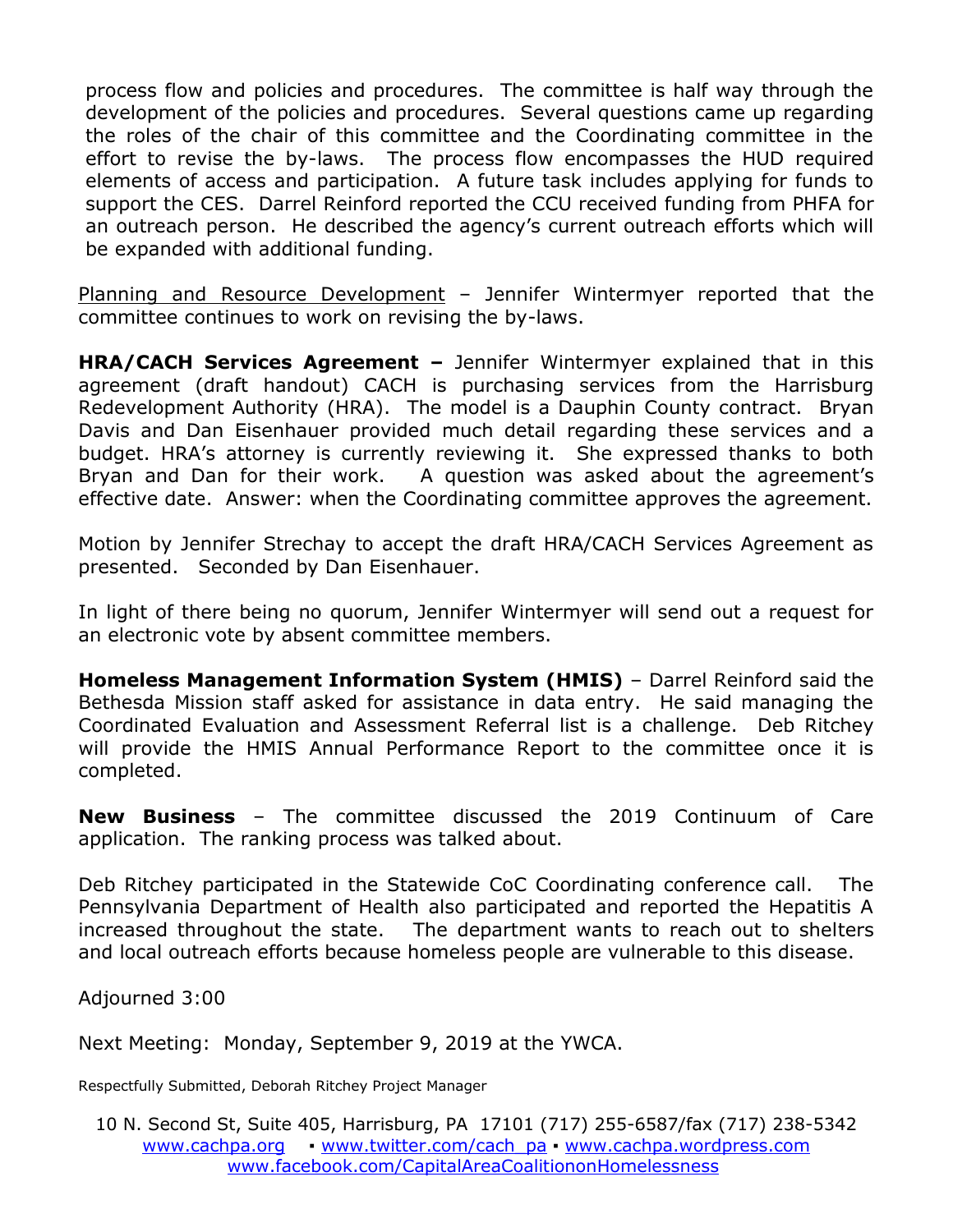process flow and policies and procedures. The committee is half way through the development of the policies and procedures. Several questions came up regarding the roles of the chair of this committee and the Coordinating committee in the effort to revise the by-laws. The process flow encompasses the HUD required elements of access and participation. A future task includes applying for funds to support the CES. Darrel Reinford reported the CCU received funding from PHFA for an outreach person. He described the agency's current outreach efforts which will be expanded with additional funding.

Planning and Resource Development – Jennifer Wintermyer reported that the committee continues to work on revising the by-laws.

**HRA/CACH Services Agreement –** Jennifer Wintermyer explained that in this agreement (draft handout) CACH is purchasing services from the Harrisburg Redevelopment Authority (HRA). The model is a Dauphin County contract. Bryan Davis and Dan Eisenhauer provided much detail regarding these services and a budget. HRA's attorney is currently reviewing it. She expressed thanks to both Bryan and Dan for their work. A question was asked about the agreement's effective date. Answer: when the Coordinating committee approves the agreement.

Motion by Jennifer Strechay to accept the draft HRA/CACH Services Agreement as presented. Seconded by Dan Eisenhauer.

In light of there being no quorum, Jennifer Wintermyer will send out a request for an electronic vote by absent committee members.

**Homeless Management Information System (HMIS)** – Darrel Reinford said the Bethesda Mission staff asked for assistance in data entry. He said managing the Coordinated Evaluation and Assessment Referral list is a challenge. Deb Ritchey will provide the HMIS Annual Performance Report to the committee once it is completed.

**New Business** – The committee discussed the 2019 Continuum of Care application. The ranking process was talked about.

Deb Ritchey participated in the Statewide CoC Coordinating conference call. The Pennsylvania Department of Health also participated and reported the Hepatitis A increased throughout the state. The department wants to reach out to shelters and local outreach efforts because homeless people are vulnerable to this disease.

Adjourned 3:00

Next Meeting: Monday, September 9, 2019 at the YWCA.

Respectfully Submitted, Deborah Ritchey Project Manager

10 N. Second St, Suite 405, Harrisburg, PA 17101 (717) 255-6587/fax (717) 238-5342
www.cachpa.org ▪ www.twitter.com/cach_pa ▪ www.cachpa.wordpress.com
www.facebook.com/CapitalAreaCoalitiononHomelessness